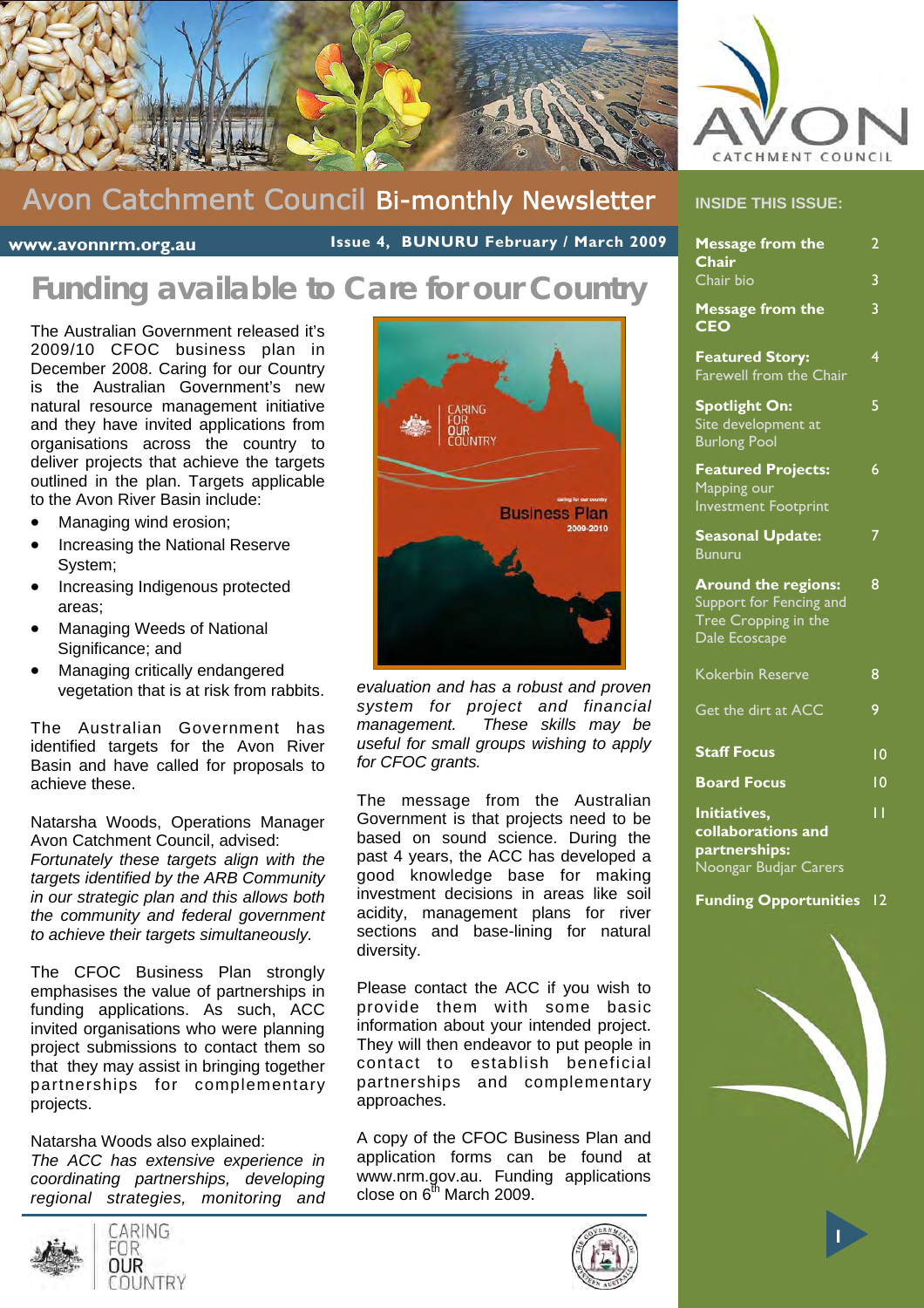# Avon Catchment Council Bi-monthly Newsletter

www.avonnrm.org.au — Issue 4, BUNURU February / March 2009

## INSIDE THIS ISSUE:

| | |
|---|---|
| **Message from the Chair** | 2 |
| Chair bio | 3 |
| **Message from the CEO** | 3 |
| **Featured Story:** Farewell from the Chair | 4 |
| **Spotlight On:** Site development at Burlong Pool | 5 |
| **Featured Projects:** Mapping our Investment Footprint | 6 |
| **Seasonal Update:** Bunuru | 7 |
| **Around the regions:** Support for Fencing and Tree Cropping in the Dale Ecoscape | 8 |
| Kokerbin Reserve | 8 |
| Get the dirt at ACC | 9 |
| **Staff Focus** | 10 |
| **Board Focus** | 10 |
| **Initiatives, collaborations and partnerships:** Noongar Budjar Carers | 11 |
| **Funding Opportunities** | 12 |

# Funding available to Care for our Country

The Australian Government released it's 2009/10 CFOC business plan in December 2008. Caring for our Country is the Australian Government's new natural resource management initiative and they have invited applications from organisations across the country to deliver projects that achieve the targets outlined in the plan. Targets applicable to the Avon River Basin include:

- Managing wind erosion;
- Increasing the National Reserve System;
- Increasing Indigenous protected areas;
- Managing Weeds of National Significance; and
- Managing critically endangered vegetation that is at risk from rabbits.

The Australian Government has identified targets for the Avon River Basin and have called for proposals to achieve these.

Natarsha Woods, Operations Manager Avon Catchment Council, advised:
*Fortunately these targets align with the targets identified by the ARB Community in our strategic plan and this allows both the community and federal government to achieve their targets simultaneously.*

The CFOC Business Plan strongly emphasises the value of partnerships in funding applications. As such, ACC invited organisations who were planning project submissions to contact them so that they may assist in bringing together partnerships for complementary projects.

Natarsha Woods also explained:
*The ACC has extensive experience in coordinating partnerships, developing regional strategies, monitoring and evaluation and has a robust and proven system for project and financial management. These skills may be useful for small groups wishing to apply for CFOC grants.*

The message from the Australian Government is that projects need to be based on sound science. During the past 4 years, the ACC has developed a good knowledge base for making investment decisions in areas like soil acidity, management plans for river sections and base-lining for natural diversity.

Please contact the ACC if you wish to provide them with some basic information about your intended project. They will then endeavor to put people in contact to establish beneficial partnerships and complementary approaches.

A copy of the CFOC Business Plan and application forms can be found at www.nrm.gov.au. Funding applications close on 6th March 2009.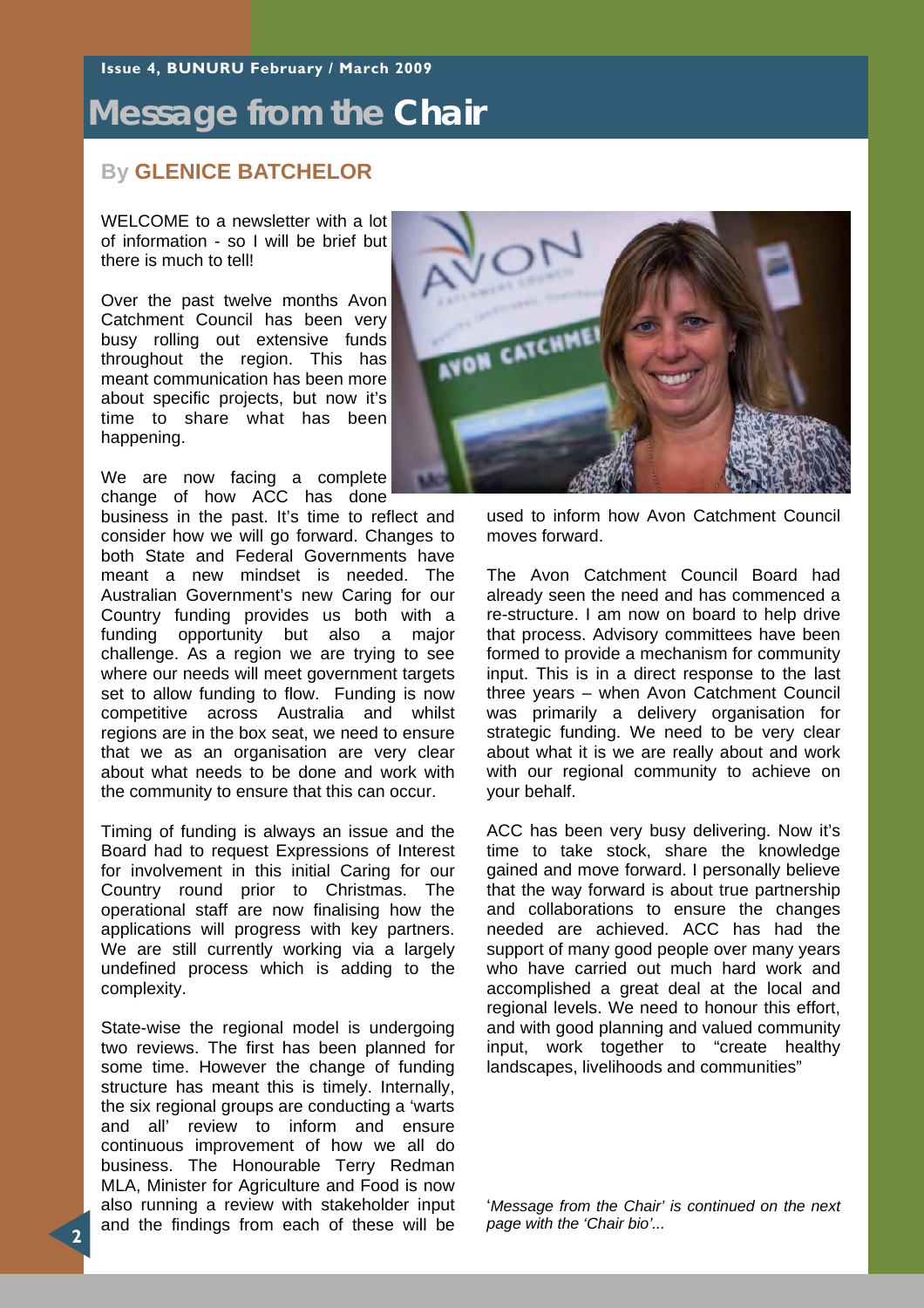# Message from the Chair

## By GLENICE BATCHELOR

WELCOME to a newsletter with a lot of information - so I will be brief but there is much to tell!

Over the past twelve months Avon Catchment Council has been very busy rolling out extensive funds throughout the region. This has meant communication has been more about specific projects, but now it's time to share what has been happening.

We are now facing a complete change of how ACC has done business in the past. It's time to reflect and consider how we will go forward. Changes to both State and Federal Governments have meant a new mindset is needed. The Australian Government's new Caring for our Country funding provides us both with a funding opportunity but also a major challenge. As a region we are trying to see where our needs will meet government targets set to allow funding to flow. Funding is now competitive across Australia and whilst regions are in the box seat, we need to ensure that we as an organisation are very clear about what needs to be done and work with the community to ensure that this can occur.

Timing of funding is always an issue and the Board had to request Expressions of Interest for involvement in this initial Caring for our Country round prior to Christmas. The operational staff are now finalising how the applications will progress with key partners. We are still currently working via a largely undefined process which is adding to the complexity.

State-wise the regional model is undergoing two reviews. The first has been planned for some time. However the change of funding structure has meant this is timely. Internally, the six regional groups are conducting a 'warts and all' review to inform and ensure continuous improvement of how we all do business. The Honourable Terry Redman MLA, Minister for Agriculture and Food is now also running a review with stakeholder input and the findings from each of these will be used to inform how Avon Catchment Council moves forward.

The Avon Catchment Council Board had already seen the need and has commenced a re-structure. I am now on board to help drive that process. Advisory committees have been formed to provide a mechanism for community input. This is in a direct response to the last three years – when Avon Catchment Council was primarily a delivery organisation for strategic funding. We need to be very clear about what it is we are really about and work with our regional community to achieve on your behalf.

ACC has been very busy delivering. Now it's time to take stock, share the knowledge gained and move forward. I personally believe that the way forward is about true partnership and collaborations to ensure the changes needed are achieved. ACC has had the support of many good people over many years who have carried out much hard work and accomplished a great deal at the local and regional levels. We need to honour this effort, and with good planning and valued community input, work together to "create healthy landscapes, livelihoods and communities"

*'Message from the Chair' is continued on the next page with the 'Chair bio'...*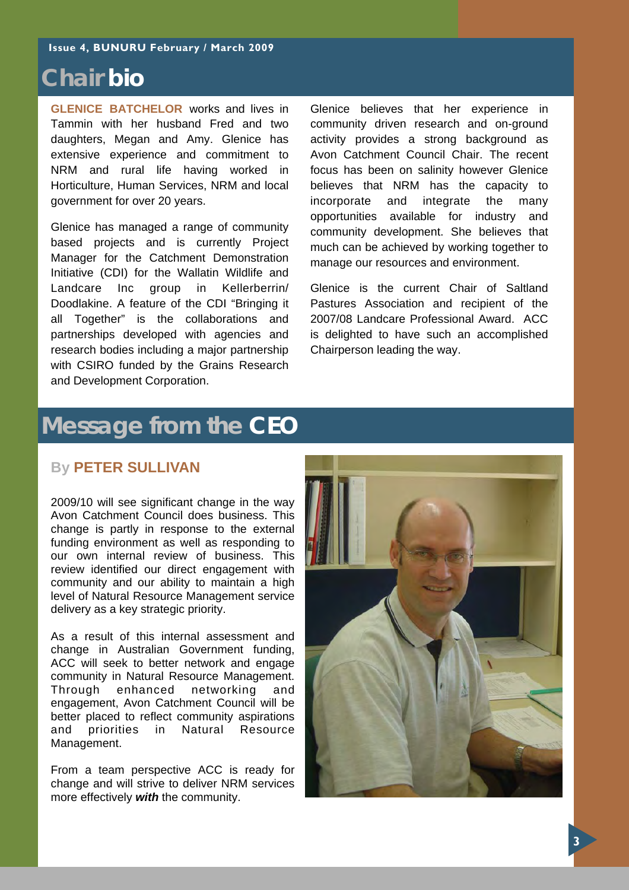# Chair bio

**GLENICE BATCHELOR** works and lives in Tammin with her husband Fred and two daughters, Megan and Amy. Glenice has extensive experience and commitment to NRM and rural life having worked in Horticulture, Human Services, NRM and local government for over 20 years.

Glenice has managed a range of community based projects and is currently Project Manager for the Catchment Demonstration Initiative (CDI) for the Wallatin Wildlife and Landcare Inc group in Kellerberrin/ Doodlakine. A feature of the CDI "Bringing it all Together" is the collaborations and partnerships developed with agencies and research bodies including a major partnership with CSIRO funded by the Grains Research and Development Corporation.

Glenice believes that her experience in community driven research and on-ground activity provides a strong background as Avon Catchment Council Chair. The recent focus has been on salinity however Glenice believes that NRM has the capacity to incorporate and integrate the many opportunities available for industry and community development. She believes that much can be achieved by working together to manage our resources and environment.

Glenice is the current Chair of Saltland Pastures Association and recipient of the 2007/08 Landcare Professional Award. ACC is delighted to have such an accomplished Chairperson leading the way.

# Message from the CEO

## By PETER SULLIVAN

2009/10 will see significant change in the way Avon Catchment Council does business. This change is partly in response to the external funding environment as well as responding to our own internal review of business. This review identified our direct engagement with community and our ability to maintain a high level of Natural Resource Management service delivery as a key strategic priority.

As a result of this internal assessment and change in Australian Government funding, ACC will seek to better network and engage community in Natural Resource Management. Through enhanced networking and engagement, Avon Catchment Council will be better placed to reflect community aspirations and priorities in Natural Resource Management.

From a team perspective ACC is ready for change and will strive to deliver NRM services more effectively ***with*** the community.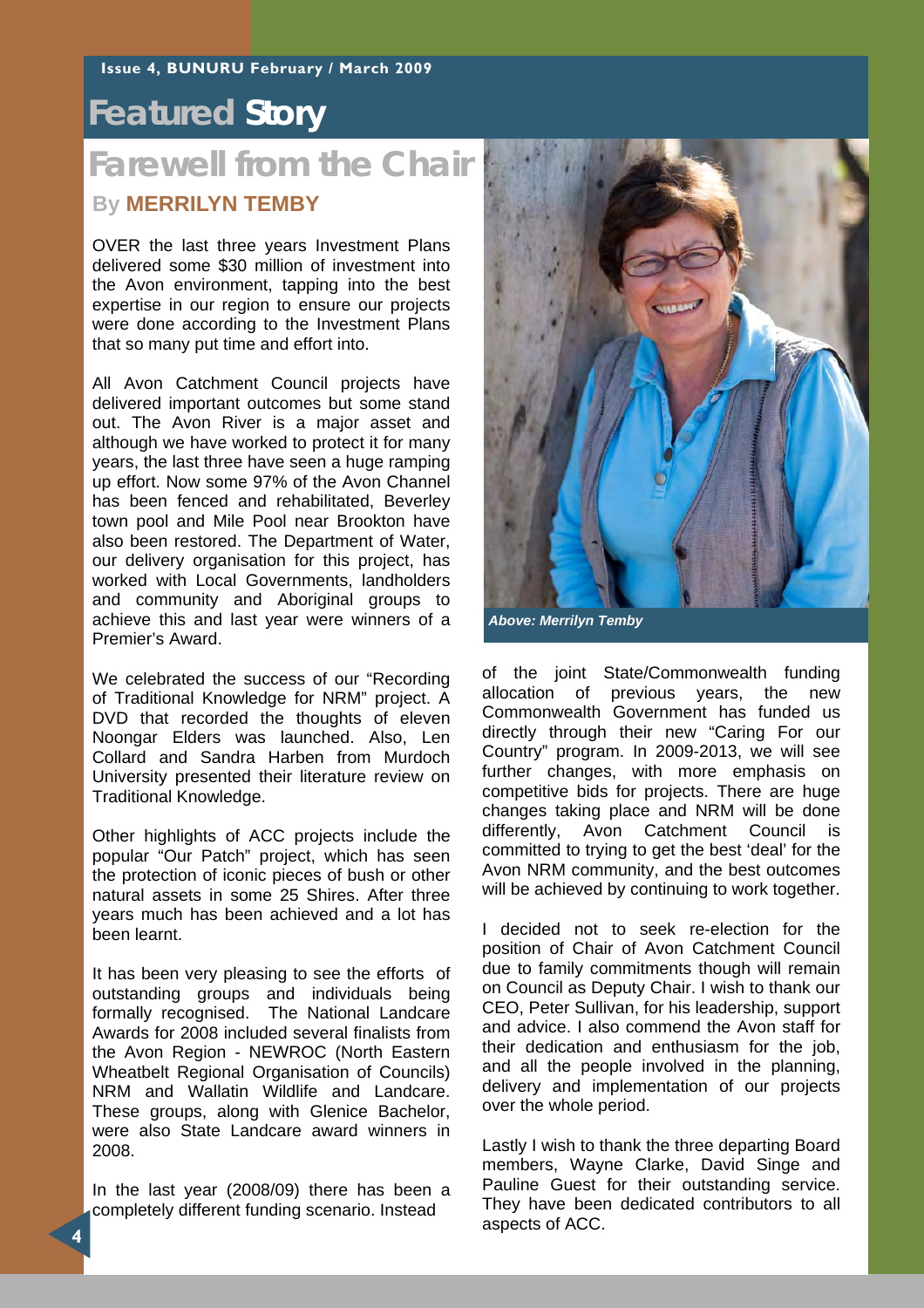# Featured Story

## Farewell from the Chair

**By MERRILYN TEMBY**

OVER the last three years Investment Plans delivered some $30 million of investment into the Avon environment, tapping into the best expertise in our region to ensure our projects were done according to the Investment Plans that so many put time and effort into.

All Avon Catchment Council projects have delivered important outcomes but some stand out. The Avon River is a major asset and although we have worked to protect it for many years, the last three have seen a huge ramping up effort. Now some 97% of the Avon Channel has been fenced and rehabilitated, Beverley town pool and Mile Pool near Brookton have also been restored. The Department of Water, our delivery organisation for this project, has worked with Local Governments, landholders and community and Aboriginal groups to achieve this and last year were winners of a Premier's Award.

We celebrated the success of our "Recording of Traditional Knowledge for NRM" project. A DVD that recorded the thoughts of eleven Noongar Elders was launched. Also, Len Collard and Sandra Harben from Murdoch University presented their literature review on Traditional Knowledge.

Other highlights of ACC projects include the popular "Our Patch" project, which has seen the protection of iconic pieces of bush or other natural assets in some 25 Shires. After three years much has been achieved and a lot has been learnt.

It has been very pleasing to see the efforts of outstanding groups and individuals being formally recognised. The National Landcare Awards for 2008 included several finalists from the Avon Region - NEWROC (North Eastern Wheatbelt Regional Organisation of Councils) NRM and Wallatin Wildlife and Landcare. These groups, along with Glenice Bachelor, were also State Landcare award winners in 2008.

In the last year (2008/09) there has been a completely different funding scenario. Instead of the joint State/Commonwealth funding allocation of previous years, the new Commonwealth Government has funded us directly through their new "Caring For our Country" program. In 2009-2013, we will see further changes, with more emphasis on competitive bids for projects. There are huge changes taking place and NRM will be done differently, Avon Catchment Council is committed to trying to get the best 'deal' for the Avon NRM community, and the best outcomes will be achieved by continuing to work together.

*Above: Merrilyn Temby*

I decided not to seek re-election for the position of Chair of Avon Catchment Council due to family commitments though will remain on Council as Deputy Chair. I wish to thank our CEO, Peter Sullivan, for his leadership, support and advice. I also commend the Avon staff for their dedication and enthusiasm for the job, and all the people involved in the planning, delivery and implementation of our projects over the whole period.

Lastly I wish to thank the three departing Board members, Wayne Clarke, David Singe and Pauline Guest for their outstanding service. They have been dedicated contributors to all aspects of ACC.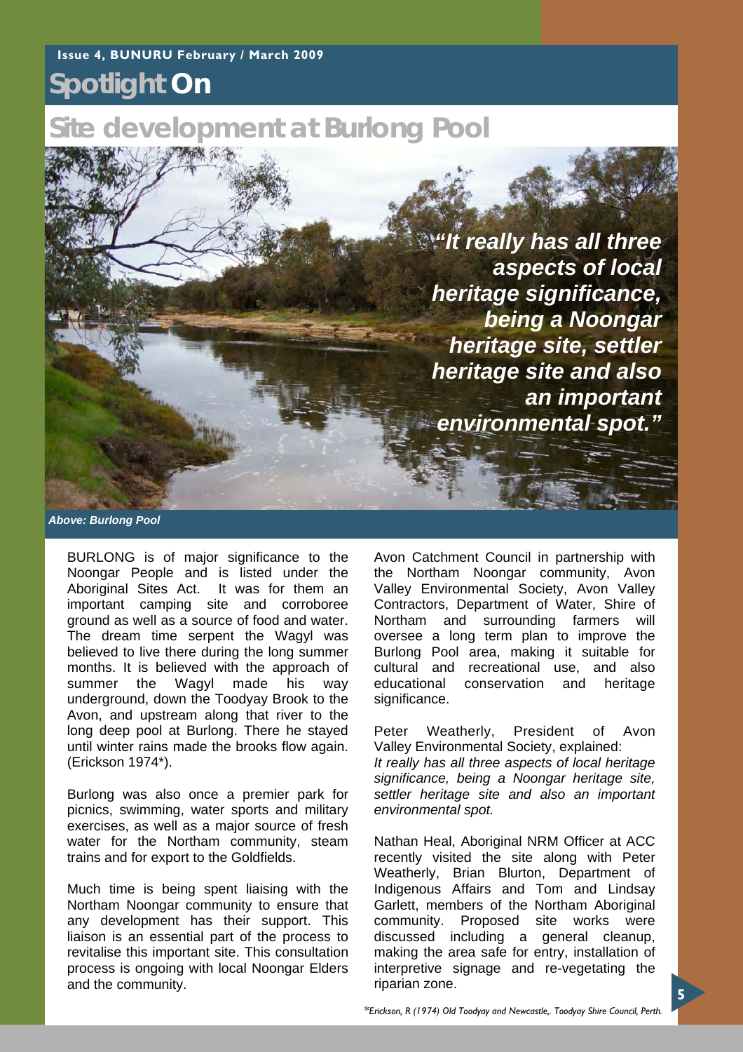# Spotlight On

## Site development at Burlong Pool

*"It really has all three aspects of local heritage significance, being a Noongar heritage site, settler heritage site and also an important environmental spot."*

*Above: Burlong Pool*

BURLONG is of major significance to the Noongar People and is listed under the Aboriginal Sites Act. It was for them an important camping site and corroboree ground as well as a source of food and water. The dream time serpent the Wagyl was believed to live there during the long summer months. It is believed with the approach of summer the Wagyl made his way underground, down the Toodyay Brook to the Avon, and upstream along that river to the long deep pool at Burlong. There he stayed until winter rains made the brooks flow again. (Erickson 1974*).

Burlong was also once a premier park for picnics, swimming, water sports and military exercises, as well as a major source of fresh water for the Northam community, steam trains and for export to the Goldfields.

Much time is being spent liaising with the Northam Noongar community to ensure that any development has their support. This liaison is an essential part of the process to revitalise this important site. This consultation process is ongoing with local Noongar Elders and the community.

Avon Catchment Council in partnership with the Northam Noongar community, Avon Valley Environmental Society, Avon Valley Contractors, Department of Water, Shire of Northam and surrounding farmers will oversee a long term plan to improve the Burlong Pool area, making it suitable for cultural and recreational use, and also educational conservation and heritage significance.

Peter Weatherly, President of Avon Valley Environmental Society, explained:
*It really has all three aspects of local heritage significance, being a Noongar heritage site, settler heritage site and also an important environmental spot.*

Nathan Heal, Aboriginal NRM Officer at ACC recently visited the site along with Peter Weatherly, Brian Blurton, Department of Indigenous Affairs and Tom and Lindsay Garlett, members of the Northam Aboriginal community. Proposed site works were discussed including a general cleanup, making the area safe for entry, installation of interpretive signage and re-vegetating the riparian zone.

*\*Erickson, R (1974) Old Toodyay and Newcastle,. Toodyay Shire Council, Perth.*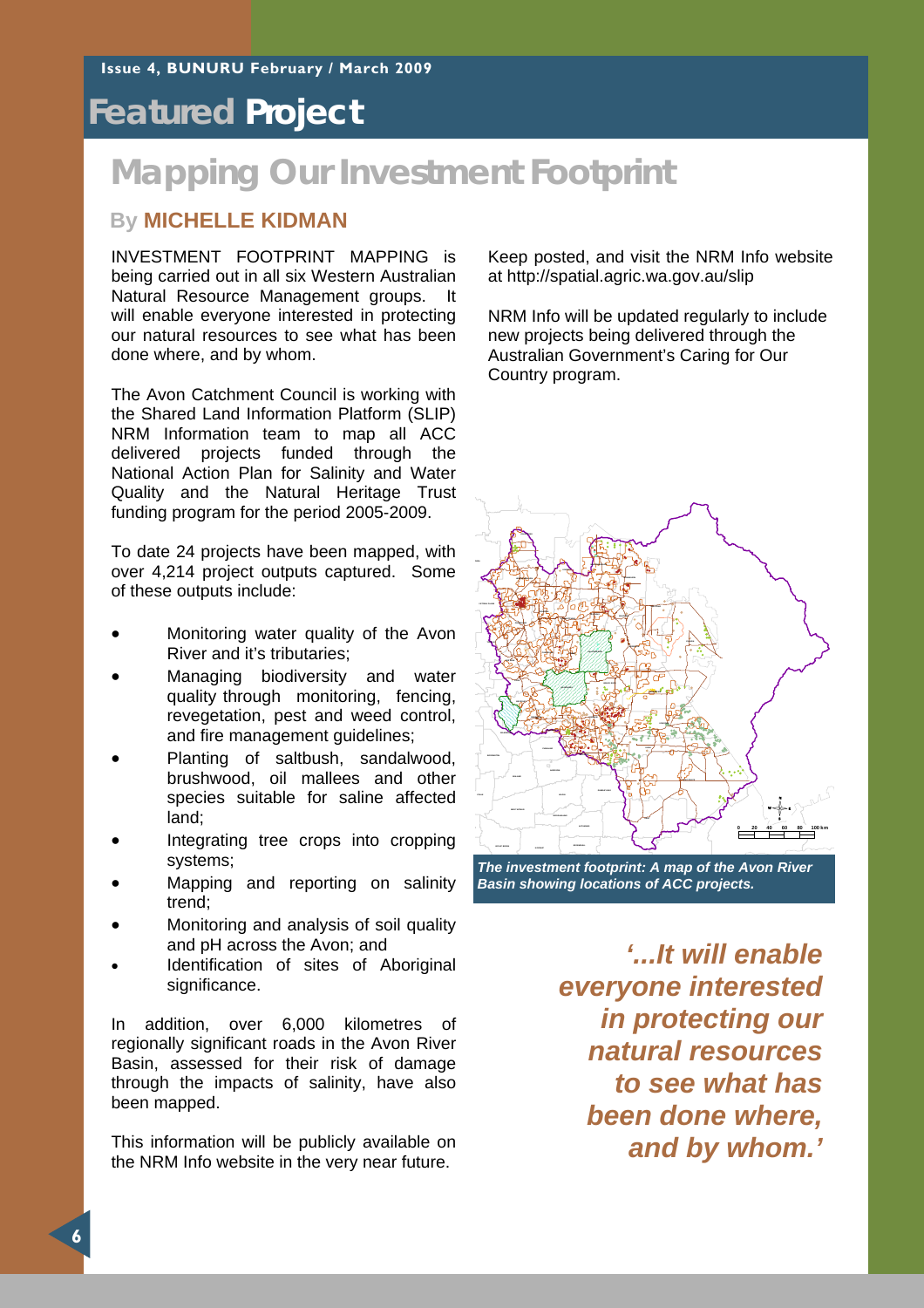# Featured Project

## Mapping Our Investment Footprint

### By MICHELLE KIDMAN

INVESTMENT FOOTPRINT MAPPING is being carried out in all six Western Australian Natural Resource Management groups. It will enable everyone interested in protecting our natural resources to see what has been done where, and by whom.

The Avon Catchment Council is working with the Shared Land Information Platform (SLIP) NRM Information team to map all ACC delivered projects funded through the National Action Plan for Salinity and Water Quality and the Natural Heritage Trust funding program for the period 2005-2009.

To date 24 projects have been mapped, with over 4,214 project outputs captured. Some of these outputs include:

- Monitoring water quality of the Avon River and it's tributaries;
- Managing biodiversity and water quality through monitoring, fencing, revegetation, pest and weed control, and fire management guidelines;
- Planting of saltbush, sandalwood, brushwood, oil mallees and other species suitable for saline affected land;
- Integrating tree crops into cropping systems;
- Mapping and reporting on salinity trend;
- Monitoring and analysis of soil quality and pH across the Avon; and
- Identification of sites of Aboriginal significance.

In addition, over 6,000 kilometres of regionally significant roads in the Avon River Basin, assessed for their risk of damage through the impacts of salinity, have also been mapped.

This information will be publicly available on the NRM Info website in the very near future.

Keep posted, and visit the NRM Info website at http://spatial.agric.wa.gov.au/slip

NRM Info will be updated regularly to include new projects being delivered through the Australian Government's Caring for Our Country program.

*The investment footprint: A map of the Avon River Basin showing locations of ACC projects.*

*'...It will enable everyone interested in protecting our natural resources to see what has been done where, and by whom.'*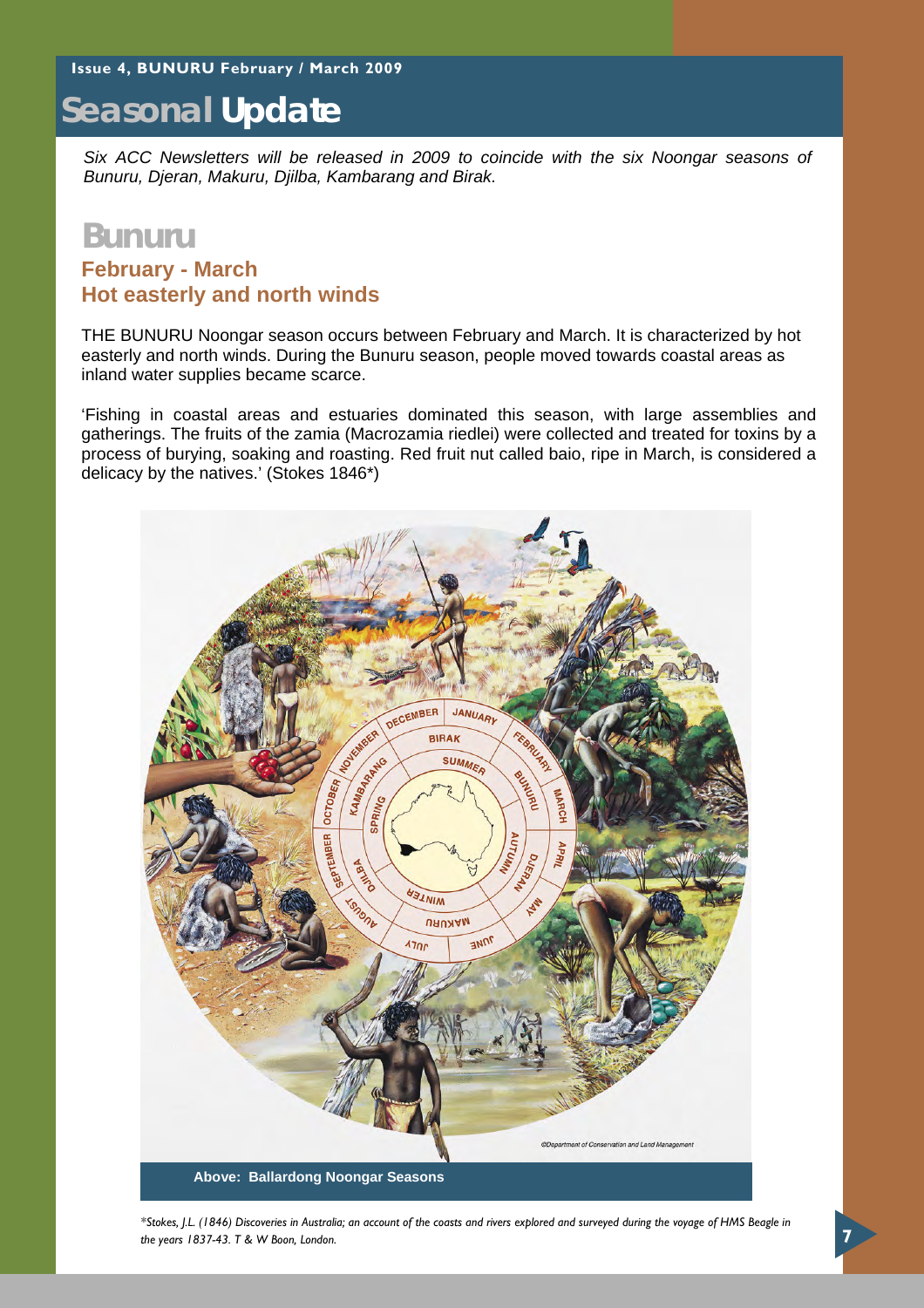# Seasonal Update

*Six ACC Newsletters will be released in 2009 to coincide with the six Noongar seasons of Bunuru, Djeran, Makuru, Djilba, Kambarang and Birak.*

## Bunuru

### February - March
### Hot easterly and north winds

THE BUNURU Noongar season occurs between February and March. It is characterized by hot easterly and north winds. During the Bunuru season, people moved towards coastal areas as inland water supplies became scarce.

'Fishing in coastal areas and estuaries dominated this season, with large assemblies and gatherings. The fruits of the zamia (Macrozamia riedlei) were collected and treated for toxins by a process of burying, soaking and roasting. Red fruit nut called baio, ripe in March, is considered a delicacy by the natives.' (Stokes 1846*)

**Above: Ballardong Noongar Seasons**

*\*Stokes, J.L. (1846) Discoveries in Australia; an account of the coasts and rivers explored and surveyed during the voyage of HMS Beagle in the years 1837-43. T & W Boon, London.*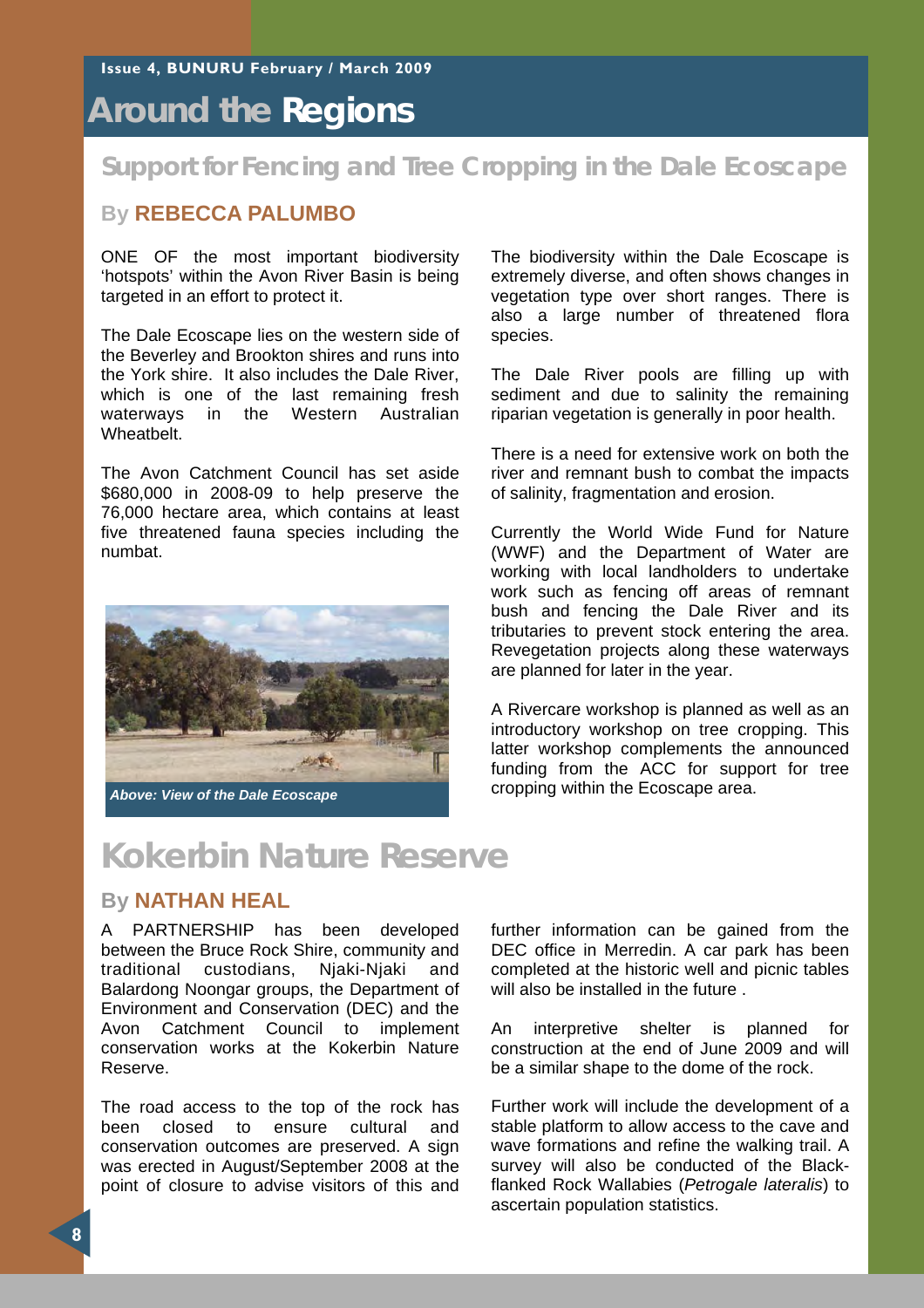# Around the Regions

## Support for Fencing and Tree Cropping in the Dale Ecoscape

### By REBECCA PALUMBO

ONE OF the most important biodiversity 'hotspots' within the Avon River Basin is being targeted in an effort to protect it.

The Dale Ecoscape lies on the western side of the Beverley and Brookton shires and runs into the York shire. It also includes the Dale River, which is one of the last remaining fresh waterways in the Western Australian Wheatbelt.

The Avon Catchment Council has set aside $680,000 in 2008-09 to help preserve the 76,000 hectare area, which contains at least five threatened fauna species including the numbat.

*Above: View of the Dale Ecoscape*

The biodiversity within the Dale Ecoscape is extremely diverse, and often shows changes in vegetation type over short ranges. There is also a large number of threatened flora species.

The Dale River pools are filling up with sediment and due to salinity the remaining riparian vegetation is generally in poor health.

There is a need for extensive work on both the river and remnant bush to combat the impacts of salinity, fragmentation and erosion.

Currently the World Wide Fund for Nature (WWF) and the Department of Water are working with local landholders to undertake work such as fencing off areas of remnant bush and fencing the Dale River and its tributaries to prevent stock entering the area. Revegetation projects along these waterways are planned for later in the year.

A Rivercare workshop is planned as well as an introductory workshop on tree cropping. This latter workshop complements the announced funding from the ACC for support for tree cropping within the Ecoscape area.

## Kokerbin Nature Reserve

### By NATHAN HEAL

A PARTNERSHIP has been developed between the Bruce Rock Shire, community and traditional custodians, Njaki-Njaki and Balardong Noongar groups, the Department of Environment and Conservation (DEC) and the Avon Catchment Council to implement conservation works at the Kokerbin Nature Reserve.

The road access to the top of the rock has been closed to ensure cultural and conservation outcomes are preserved. A sign was erected in August/September 2008 at the point of closure to advise visitors of this and further information can be gained from the DEC office in Merredin. A car park has been completed at the historic well and picnic tables will also be installed in the future .

An interpretive shelter is planned for construction at the end of June 2009 and will be a similar shape to the dome of the rock.

Further work will include the development of a stable platform to allow access to the cave and wave formations and refine the walking trail. A survey will also be conducted of the Black-flanked Rock Wallabies (*Petrogale lateralis*) to ascertain population statistics.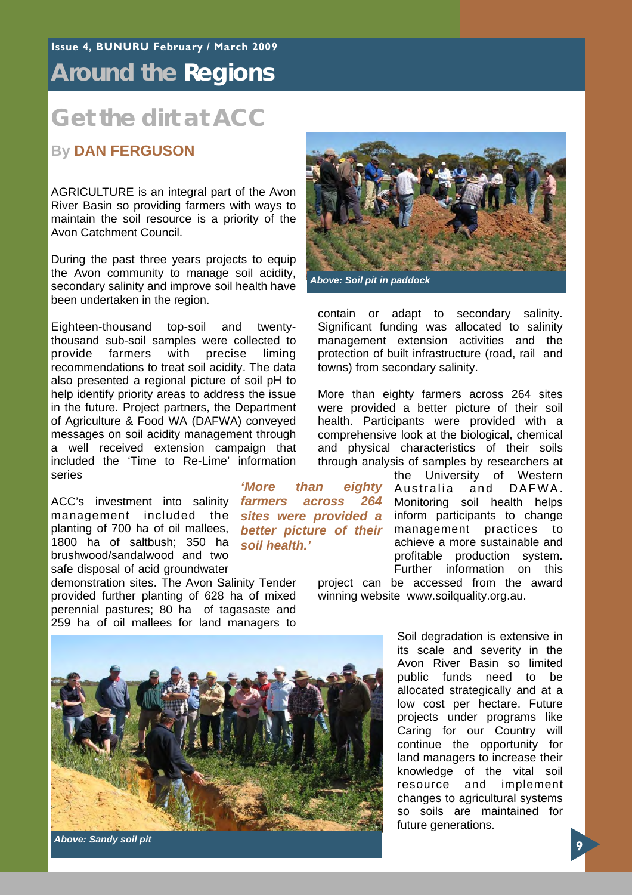## Around the Regions

# Get the dirt at ACC

**By DAN FERGUSON**

AGRICULTURE is an integral part of the Avon River Basin so providing farmers with ways to maintain the soil resource is a priority of the Avon Catchment Council.

During the past three years projects to equip the Avon community to manage soil acidity, secondary salinity and improve soil health have been undertaken in the region.

Eighteen-thousand top-soil and twenty-thousand sub-soil samples were collected to provide farmers with precise liming recommendations to treat soil acidity. The data also presented a regional picture of soil pH to help identify priority areas to address the issue in the future. Project partners, the Department of Agriculture & Food WA (DAFWA) conveyed messages on soil acidity management through a well received extension campaign that included the 'Time to Re-Lime' information series

ACC's investment into salinity management included the planting of 700 ha of oil mallees, 1800 ha of saltbush; 350 ha brushwood/sandalwood and two safe disposal of acid groundwater demonstration sites. The Avon Salinity Tender provided further planting of 628 ha of mixed perennial pastures; 80 ha of tagasaste and 259 ha of oil mallees for land managers to contain or adapt to secondary salinity. Significant funding was allocated to salinity management extension activities and the protection of built infrastructure (road, rail and towns) from secondary salinity.

*Above: Soil pit in paddock*

*'More than eighty farmers across 264 sites were provided a better picture of their soil health.'*

More than eighty farmers across 264 sites were provided a better picture of their soil health. Participants were provided with a comprehensive look at the biological, chemical and physical characteristics of their soils through analysis of samples by researchers at the University of Western Australia and DAFWA. Monitoring soil health helps inform participants to change management practices to achieve a more sustainable and profitable production system. Further information on this project can be accessed from the award winning website www.soilquality.org.au.

*Above: Sandy soil pit*

Soil degradation is extensive in its scale and severity in the Avon River Basin so limited public funds need to be allocated strategically and at a low cost per hectare. Future projects under programs like Caring for our Country will continue the opportunity for land managers to increase their knowledge of the vital soil resource and implement changes to agricultural systems so soils are maintained for future generations.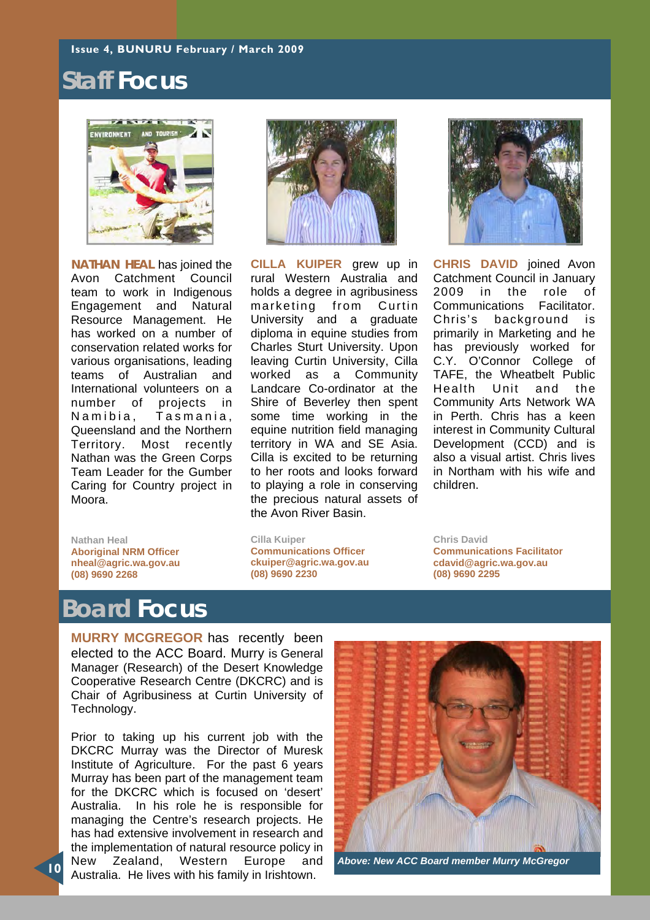## Staff Focus

**NATHAN HEAL** has joined the Avon Catchment Council team to work in Indigenous Engagement and Natural Resource Management. He has worked on a number of conservation related works for various organisations, leading teams of Australian and International volunteers on a number of projects in Namibia, Tasmania, Queensland and the Northern Territory. Most recently Nathan was the Green Corps Team Leader for the Gumber Caring for Country project in Moora.

Nathan Heal
**Aboriginal NRM Officer**
**nheal@agric.wa.gov.au**
**(08) 9690 2268**

**CILLA KUIPER** grew up in rural Western Australia and holds a degree in agribusiness marketing from Curtin University and a graduate diploma in equine studies from Charles Sturt University. Upon leaving Curtin University, Cilla worked as a Community Landcare Co-ordinator at the Shire of Beverley then spent some time working in the equine nutrition field managing territory in WA and SE Asia. Cilla is excited to be returning to her roots and looks forward to playing a role in conserving the precious natural assets of the Avon River Basin.

Cilla Kuiper
**Communications Officer**
**ckuiper@agric.wa.gov.au**
**(08) 9690 2230**

**CHRIS DAVID** joined Avon Catchment Council in January 2009 in the role of Communications Facilitator. Chris's background is primarily in Marketing and he has previously worked for C.Y. O'Connor College of TAFE, the Wheatbelt Public Health Unit and the Community Arts Network WA in Perth. Chris has a keen interest in Community Cultural Development (CCD) and is also a visual artist. Chris lives in Northam with his wife and children.

Chris David
**Communications Facilitator**
**cdavid@agric.wa.gov.au**
**(08) 9690 2295**

## Board Focus

**MURRY MCGREGOR** has recently been elected to the ACC Board. Murry is General Manager (Research) of the Desert Knowledge Cooperative Research Centre (DKCRC) and is Chair of Agribusiness at Curtin University of Technology.

Prior to taking up his current job with the DKCRC Murray was the Director of Muresk Institute of Agriculture. For the past 6 years Murray has been part of the management team for the DKCRC which is focused on 'desert' Australia. In his role he is responsible for managing the Centre's research projects. He has had extensive involvement in research and the implementation of natural resource policy in New Zealand, Western Europe and Australia. He lives with his family in Irishtown.

*Above: New ACC Board member Murry McGregor*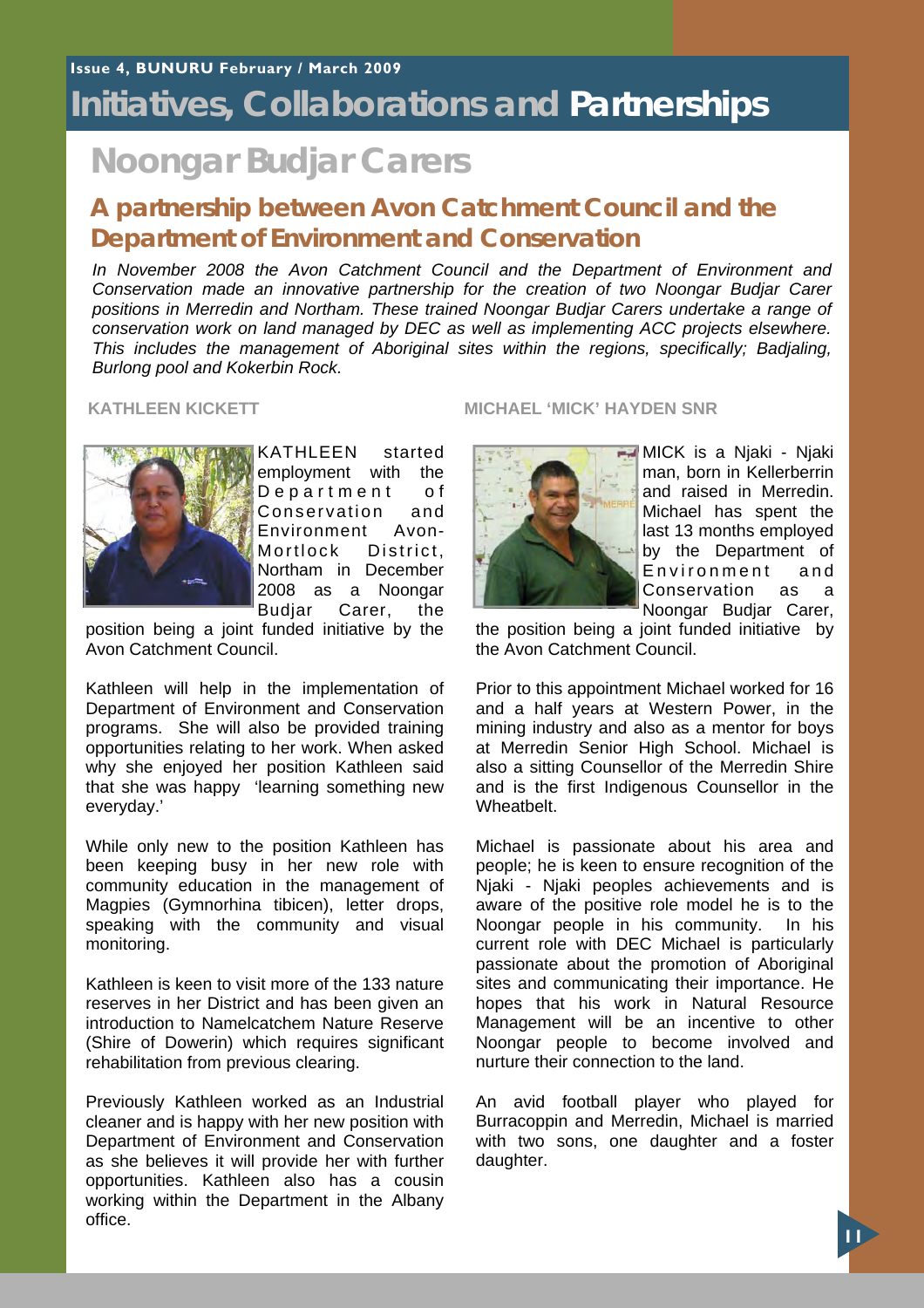# Initiatives, Collaborations and Partnerships

## Noongar Budjar Carers

### A partnership between Avon Catchment Council and the Department of Environment and Conservation

*In November 2008 the Avon Catchment Council and the Department of Environment and Conservation made an innovative partnership for the creation of two Noongar Budjar Carer positions in Merredin and Northam. These trained Noongar Budjar Carers undertake a range of conservation work on land managed by DEC as well as implementing ACC projects elsewhere. This includes the management of Aboriginal sites within the regions, specifically; Badjaling, Burlong pool and Kokerbin Rock.*

#### KATHLEEN KICKETT

KATHLEEN started employment with the Department of Conservation and Environment Avon-Mortlock District, Northam in December 2008 as a Noongar Budjar Carer, the position being a joint funded initiative by the Avon Catchment Council.

Kathleen will help in the implementation of Department of Environment and Conservation programs. She will also be provided training opportunities relating to her work. When asked why she enjoyed her position Kathleen said that she was happy 'learning something new everyday.'

While only new to the position Kathleen has been keeping busy in her new role with community education in the management of Magpies (Gymnorhina tibicen), letter drops, speaking with the community and visual monitoring.

Kathleen is keen to visit more of the 133 nature reserves in her District and has been given an introduction to Namelcatchem Nature Reserve (Shire of Dowerin) which requires significant rehabilitation from previous clearing.

Previously Kathleen worked as an Industrial cleaner and is happy with her new position with Department of Environment and Conservation as she believes it will provide her with further opportunities. Kathleen also has a cousin working within the Department in the Albany office.

#### MICHAEL 'MICK' HAYDEN SNR

MICK is a Njaki - Njaki man, born in Kellerberrin and raised in Merredin. Michael has spent the last 13 months employed by the Department of Environment and Conservation as a Noongar Budjar Carer, the position being a joint funded initiative by the Avon Catchment Council.

Prior to this appointment Michael worked for 16 and a half years at Western Power, in the mining industry and also as a mentor for boys at Merredin Senior High School. Michael is also a sitting Counsellor of the Merredin Shire and is the first Indigenous Counsellor in the Wheatbelt.

Michael is passionate about his area and people; he is keen to ensure recognition of the Njaki - Njaki peoples achievements and is aware of the positive role model he is to the Noongar people in his community. In his current role with DEC Michael is particularly passionate about the promotion of Aboriginal sites and communicating their importance. He hopes that his work in Natural Resource Management will be an incentive to other Noongar people to become involved and nurture their connection to the land.

An avid football player who played for Burracoppin and Merredin, Michael is married with two sons, one daughter and a foster daughter.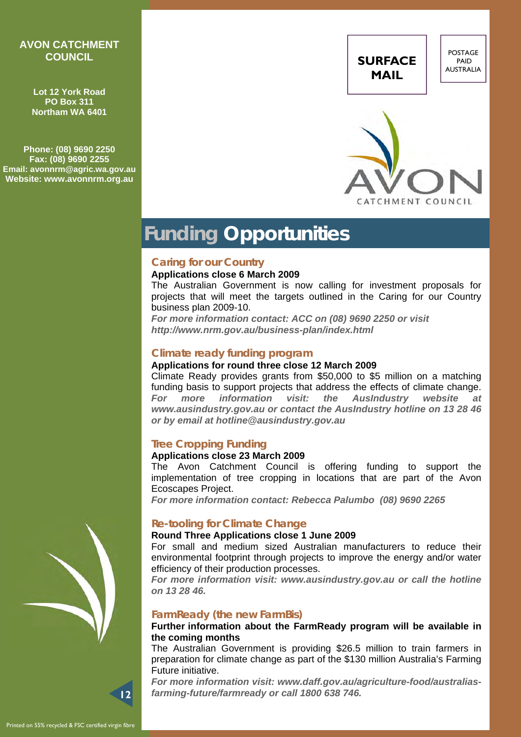**AVON CATCHMENT COUNCIL**

**Lot 12 York Road**
**PO Box 311**
**Northam WA 6401**

**Phone: (08) 9690 2250**
**Fax: (08) 9690 2255**
**Email: avonnrm@agric.wa.gov.au**
**Website: www.avonnrm.org.au**

**SURFACE MAIL**

POSTAGE PAID AUSTRALIA

AVON CATCHMENT COUNCIL

# Funding Opportunities

## Caring for our Country

**Applications close 6 March 2009**

The Australian Government is now calling for investment proposals for projects that will meet the targets outlined in the Caring for our Country business plan 2009-10.

***For more information contact: ACC on (08) 9690 2250 or visit http://www.nrm.gov.au/business-plan/index.html***

## Climate ready funding program

**Applications for round three close 12 March 2009**

Climate Ready provides grants from $50,000 to $5 million on a matching funding basis to support projects that address the effects of climate change.

***For more information visit: the AusIndustry website at www.ausindustry.gov.au or contact the AusIndustry hotline on 13 28 46 or by email at hotline@ausindustry.gov.au***

## Tree Cropping Funding

**Applications close 23 March 2009**

The Avon Catchment Council is offering funding to support the implementation of tree cropping in locations that are part of the Avon Ecoscapes Project.

***For more information contact: Rebecca Palumbo (08) 9690 2265***

## Re-tooling for Climate Change

**Round Three Applications close 1 June 2009**

For small and medium sized Australian manufacturers to reduce their environmental footprint through projects to improve the energy and/or water efficiency of their production processes.

***For more information visit: www.ausindustry.gov.au or call the hotline on 13 28 46.***

## FarmReady (the new FarmBis)

**Further information about the FarmReady program will be available in the coming months**

The Australian Government is providing $26.5 million to train farmers in preparation for climate change as part of the $130 million Australia's Farming Future initiative.

***For more information visit: www.daff.gov.au/agriculture-food/australias-farming-future/farmready or call 1800 638 746.***

Printed on 55% recycled & FSC certified virgin fibre